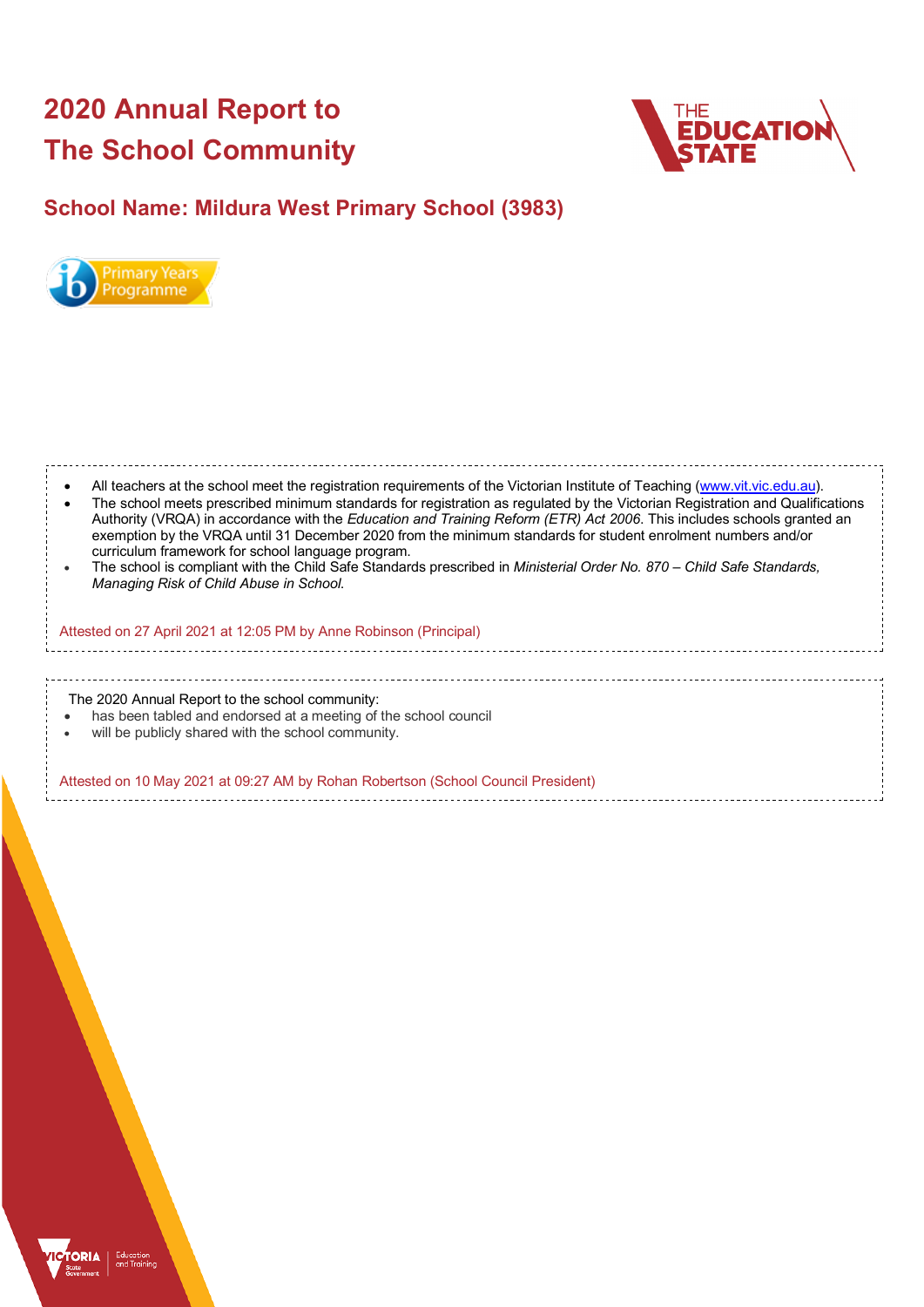# 2020 Annual Report to The School Community

## School Name: Mildura West Primary School (3983)

- All teachers at the school meet the registration requirements of the Victorian Institute of Teaching (www.vit.vic.edu.au).
- The school meets prescribed minimum standards for registration as regulated by the Victorian Registration and Qualifications Authority (VRQA) in accordance with the *Education and Training Reform (ETR) Act 2006*. This includes schools granted an exemption by the VRQA until 31 December 2020 from the minimum standards for student enrolment numbers and/or curriculum framework for school language program.
- The school is compliant with the Child Safe Standards prescribed in *Ministerial Order No. 870 – Child Safe Standards, Managing Risk of Child Abuse in School.*

Attested on 27 April 2021 at 12:05 PM by Anne Robinson (Principal)

The 2020 Annual Report to the school community:

- has been tabled and endorsed at a meeting of the school council
- will be publicly shared with the school community.

Attested on 10 May 2021 at 09:27 AM by Rohan Robertson (School Council President)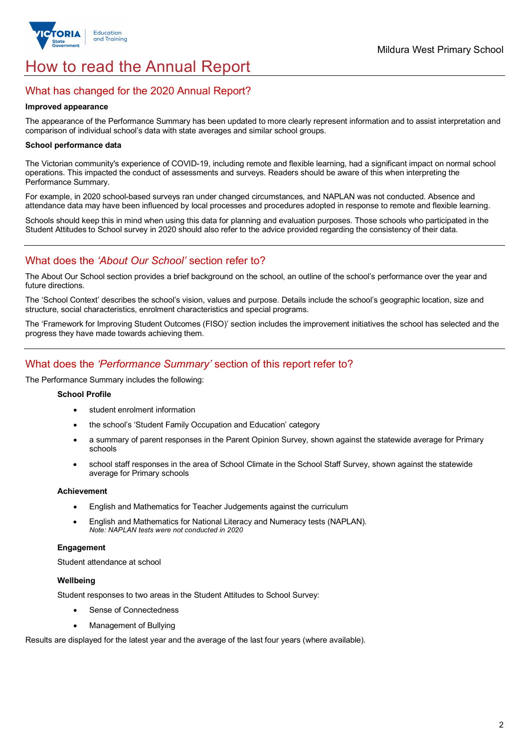# How to read the Annual Report

## What has changed for the 2020 Annual Report?

**Improved appearance**

The appearance of the Performance Summary has been updated to more clearly represent information and to assist interpretation and comparison of individual school's data with state averages and similar school groups.

**School performance data**

The Victorian community's experience of COVID-19, including remote and flexible learning, had a significant impact on normal school operations. This impacted the conduct of assessments and surveys. Readers should be aware of this when interpreting the Performance Summary.

For example, in 2020 school-based surveys ran under changed circumstances, and NAPLAN was not conducted. Absence and attendance data may have been influenced by local processes and procedures adopted in response to remote and flexible learning.

Schools should keep this in mind when using this data for planning and evaluation purposes. Those schools who participated in the Student Attitudes to School survey in 2020 should also refer to the advice provided regarding the consistency of their data.

## What does the *'About Our School'* section refer to?

The About Our School section provides a brief background on the school, an outline of the school's performance over the year and future directions.

The 'School Context' describes the school's vision, values and purpose. Details include the school's geographic location, size and structure, social characteristics, enrolment characteristics and special programs.

The 'Framework for Improving Student Outcomes (FISO)' section includes the improvement initiatives the school has selected and the progress they have made towards achieving them.

## What does the *'Performance Summary'* section of this report refer to?

The Performance Summary includes the following:

**School Profile**

- student enrolment information
- the school's 'Student Family Occupation and Education' category
- a summary of parent responses in the Parent Opinion Survey, shown against the statewide average for Primary schools
- school staff responses in the area of School Climate in the School Staff Survey, shown against the statewide average for Primary schools

**Achievement**

- English and Mathematics for Teacher Judgements against the curriculum
- English and Mathematics for National Literacy and Numeracy tests (NAPLAN).
  *Note: NAPLAN tests were not conducted in 2020*

**Engagement**

Student attendance at school

**Wellbeing**

Student responses to two areas in the Student Attitudes to School Survey:

- Sense of Connectedness
- Management of Bullying

Results are displayed for the latest year and the average of the last four years (where available).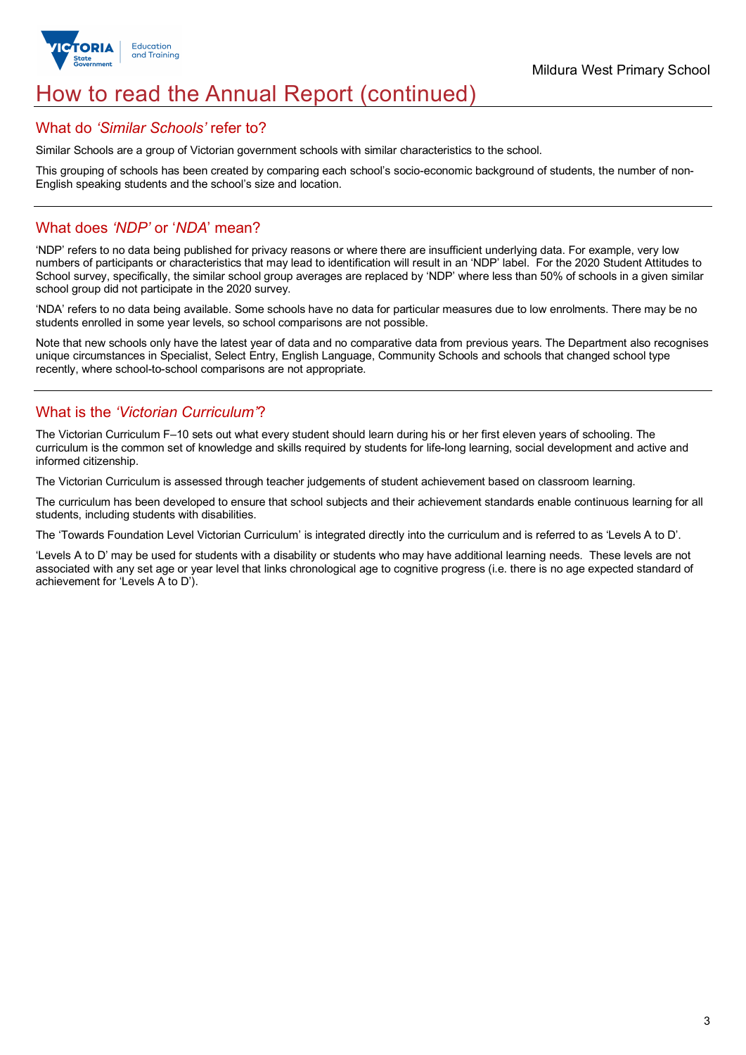# How to read the Annual Report (continued)

## What do *'Similar Schools'* refer to?

Similar Schools are a group of Victorian government schools with similar characteristics to the school.

This grouping of schools has been created by comparing each school's socio-economic background of students, the number of non-English speaking students and the school's size and location.

## What does *'NDP'* or '*NDA*' mean?

'NDP' refers to no data being published for privacy reasons or where there are insufficient underlying data. For example, very low numbers of participants or characteristics that may lead to identification will result in an 'NDP' label. For the 2020 Student Attitudes to School survey, specifically, the similar school group averages are replaced by 'NDP' where less than 50% of schools in a given similar school group did not participate in the 2020 survey.

'NDA' refers to no data being available. Some schools have no data for particular measures due to low enrolments. There may be no students enrolled in some year levels, so school comparisons are not possible.

Note that new schools only have the latest year of data and no comparative data from previous years. The Department also recognises unique circumstances in Specialist, Select Entry, English Language, Community Schools and schools that changed school type recently, where school-to-school comparisons are not appropriate.

## What is the *'Victorian Curriculum'*?

The Victorian Curriculum F–10 sets out what every student should learn during his or her first eleven years of schooling. The curriculum is the common set of knowledge and skills required by students for life-long learning, social development and active and informed citizenship.

The Victorian Curriculum is assessed through teacher judgements of student achievement based on classroom learning.

The curriculum has been developed to ensure that school subjects and their achievement standards enable continuous learning for all students, including students with disabilities.

The 'Towards Foundation Level Victorian Curriculum' is integrated directly into the curriculum and is referred to as 'Levels A to D'.

'Levels A to D' may be used for students with a disability or students who may have additional learning needs. These levels are not associated with any set age or year level that links chronological age to cognitive progress (i.e. there is no age expected standard of achievement for 'Levels A to D').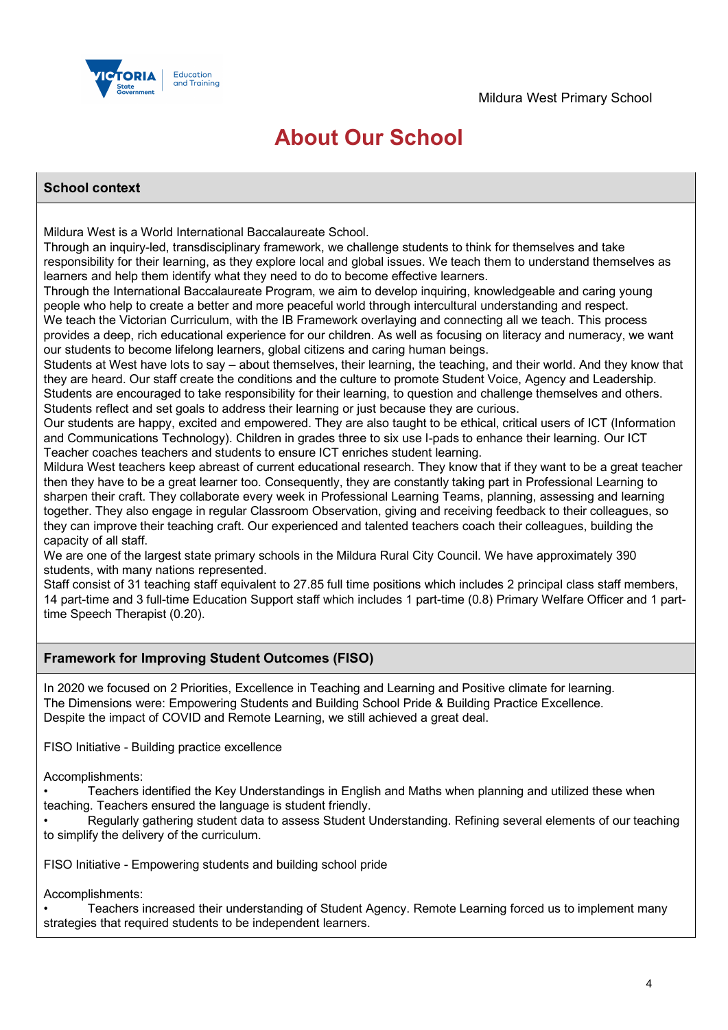# About Our School

## School context

Mildura West is a World International Baccalaureate School.
Through an inquiry-led, transdisciplinary framework, we challenge students to think for themselves and take responsibility for their learning, as they explore local and global issues. We teach them to understand themselves as learners and help them identify what they need to do to become effective learners.
Through the International Baccalaureate Program, we aim to develop inquiring, knowledgeable and caring young people who help to create a better and more peaceful world through intercultural understanding and respect.
We teach the Victorian Curriculum, with the IB Framework overlaying and connecting all we teach. This process provides a deep, rich educational experience for our children. As well as focusing on literacy and numeracy, we want our students to become lifelong learners, global citizens and caring human beings.
Students at West have lots to say – about themselves, their learning, the teaching, and their world. And they know that they are heard. Our staff create the conditions and the culture to promote Student Voice, Agency and Leadership. Students are encouraged to take responsibility for their learning, to question and challenge themselves and others. Students reflect and set goals to address their learning or just because they are curious.
Our students are happy, excited and empowered. They are also taught to be ethical, critical users of ICT (Information and Communications Technology). Children in grades three to six use I-pads to enhance their learning. Our ICT Teacher coaches teachers and students to ensure ICT enriches student learning.
Mildura West teachers keep abreast of current educational research. They know that if they want to be a great teacher then they have to be a great learner too. Consequently, they are constantly taking part in Professional Learning to sharpen their craft. They collaborate every week in Professional Learning Teams, planning, assessing and learning together. They also engage in regular Classroom Observation, giving and receiving feedback to their colleagues, so they can improve their teaching craft. Our experienced and talented teachers coach their colleagues, building the capacity of all staff.
We are one of the largest state primary schools in the Mildura Rural City Council. We have approximately 390 students, with many nations represented.
Staff consist of 31 teaching staff equivalent to 27.85 full time positions which includes 2 principal class staff members, 14 part-time and 3 full-time Education Support staff which includes 1 part-time (0.8) Primary Welfare Officer and 1 part-time Speech Therapist (0.20).

## Framework for Improving Student Outcomes (FISO)

In 2020 we focused on 2 Priorities, Excellence in Teaching and Learning and Positive climate for learning.
The Dimensions were: Empowering Students and Building School Pride & Building Practice Excellence.
Despite the impact of COVID and Remote Learning, we still achieved a great deal.

FISO Initiative - Building practice excellence

Accomplishments:

- Teachers identified the Key Understandings in English and Maths when planning and utilized these when teaching. Teachers ensured the language is student friendly.
- Regularly gathering student data to assess Student Understanding. Refining several elements of our teaching to simplify the delivery of the curriculum.

FISO Initiative - Empowering students and building school pride

Accomplishments:

- Teachers increased their understanding of Student Agency. Remote Learning forced us to implement many strategies that required students to be independent learners.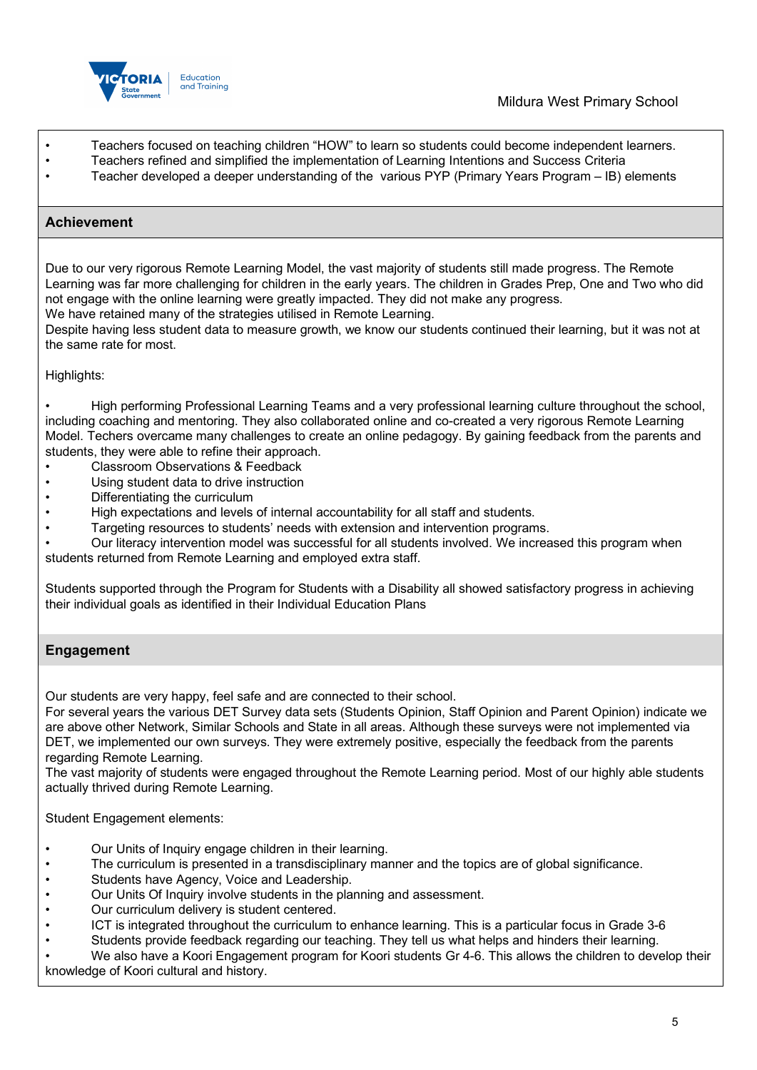- Teachers focused on teaching children "HOW" to learn so students could become independent learners.
- Teachers refined and simplified the implementation of Learning Intentions and Success Criteria
- Teacher developed a deeper understanding of the various PYP (Primary Years Program – IB) elements

## Achievement

Due to our very rigorous Remote Learning Model, the vast majority of students still made progress. The Remote Learning was far more challenging for children in the early years. The children in Grades Prep, One and Two who did not engage with the online learning were greatly impacted. They did not make any progress.
We have retained many of the strategies utilised in Remote Learning.
Despite having less student data to measure growth, we know our students continued their learning, but it was not at the same rate for most.

Highlights:

- High performing Professional Learning Teams and a very professional learning culture throughout the school, including coaching and mentoring. They also collaborated online and co-created a very rigorous Remote Learning Model. Techers overcame many challenges to create an online pedagogy. By gaining feedback from the parents and students, they were able to refine their approach.
- Classroom Observations & Feedback
- Using student data to drive instruction
- Differentiating the curriculum
- High expectations and levels of internal accountability for all staff and students.
- Targeting resources to students' needs with extension and intervention programs.
- Our literacy intervention model was successful for all students involved. We increased this program when students returned from Remote Learning and employed extra staff.

Students supported through the Program for Students with a Disability all showed satisfactory progress in achieving their individual goals as identified in their Individual Education Plans

## Engagement

Our students are very happy, feel safe and are connected to their school.
For several years the various DET Survey data sets (Students Opinion, Staff Opinion and Parent Opinion) indicate we are above other Network, Similar Schools and State in all areas. Although these surveys were not implemented via DET, we implemented our own surveys. They were extremely positive, especially the feedback from the parents regarding Remote Learning.
The vast majority of students were engaged throughout the Remote Learning period. Most of our highly able students actually thrived during Remote Learning.

Student Engagement elements:

- Our Units of Inquiry engage children in their learning.
- The curriculum is presented in a transdisciplinary manner and the topics are of global significance.
- Students have Agency, Voice and Leadership.
- Our Units Of Inquiry involve students in the planning and assessment.
- Our curriculum delivery is student centered.
- ICT is integrated throughout the curriculum to enhance learning. This is a particular focus in Grade 3-6
- Students provide feedback regarding our teaching. They tell us what helps and hinders their learning.
- We also have a Koori Engagement program for Koori students Gr 4-6. This allows the children to develop their knowledge of Koori cultural and history.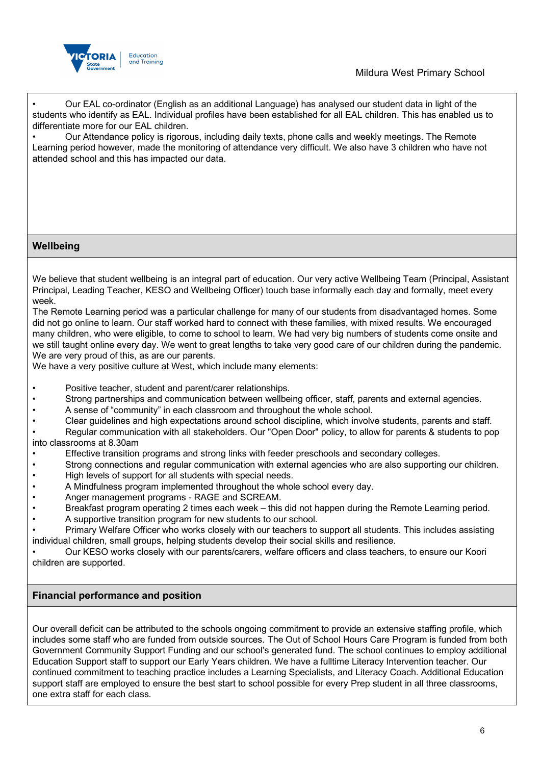- Our EAL co-ordinator (English as an additional Language) has analysed our student data in light of the students who identify as EAL. Individual profiles have been established for all EAL children. This has enabled us to differentiate more for our EAL children.
- Our Attendance policy is rigorous, including daily texts, phone calls and weekly meetings. The Remote Learning period however, made the monitoring of attendance very difficult. We also have 3 children who have not attended school and this has impacted our data.

## Wellbeing

We believe that student wellbeing is an integral part of education. Our very active Wellbeing Team (Principal, Assistant Principal, Leading Teacher, KESO and Wellbeing Officer) touch base informally each day and formally, meet every week.
The Remote Learning period was a particular challenge for many of our students from disadvantaged homes. Some did not go online to learn. Our staff worked hard to connect with these families, with mixed results. We encouraged many children, who were eligible, to come to school to learn. We had very big numbers of students come onsite and we still taught online every day. We went to great lengths to take very good care of our children during the pandemic. We are very proud of this, as are our parents.
We have a very positive culture at West, which include many elements:

- Positive teacher, student and parent/carer relationships.
- Strong partnerships and communication between wellbeing officer, staff, parents and external agencies.
- A sense of "community" in each classroom and throughout the whole school.
- Clear guidelines and high expectations around school discipline, which involve students, parents and staff.
- Regular communication with all stakeholders. Our "Open Door" policy, to allow for parents & students to pop into classrooms at 8.30am
- Effective transition programs and strong links with feeder preschools and secondary colleges.
- Strong connections and regular communication with external agencies who are also supporting our children.
- High levels of support for all students with special needs.
- A Mindfulness program implemented throughout the whole school every day.
- Anger management programs - RAGE and SCREAM.
- Breakfast program operating 2 times each week – this did not happen during the Remote Learning period.
- A supportive transition program for new students to our school.
- Primary Welfare Officer who works closely with our teachers to support all students. This includes assisting individual children, small groups, helping students develop their social skills and resilience.
- Our KESO works closely with our parents/carers, welfare officers and class teachers, to ensure our Koori children are supported.

## Financial performance and position

Our overall deficit can be attributed to the schools ongoing commitment to provide an extensive staffing profile, which includes some staff who are funded from outside sources. The Out of School Hours Care Program is funded from both Government Community Support Funding and our school's generated fund. The school continues to employ additional Education Support staff to support our Early Years children. We have a fulltime Literacy Intervention teacher. Our continued commitment to teaching practice includes a Learning Specialists, and Literacy Coach. Additional Education support staff are employed to ensure the best start to school possible for every Prep student in all three classrooms, one extra staff for each class.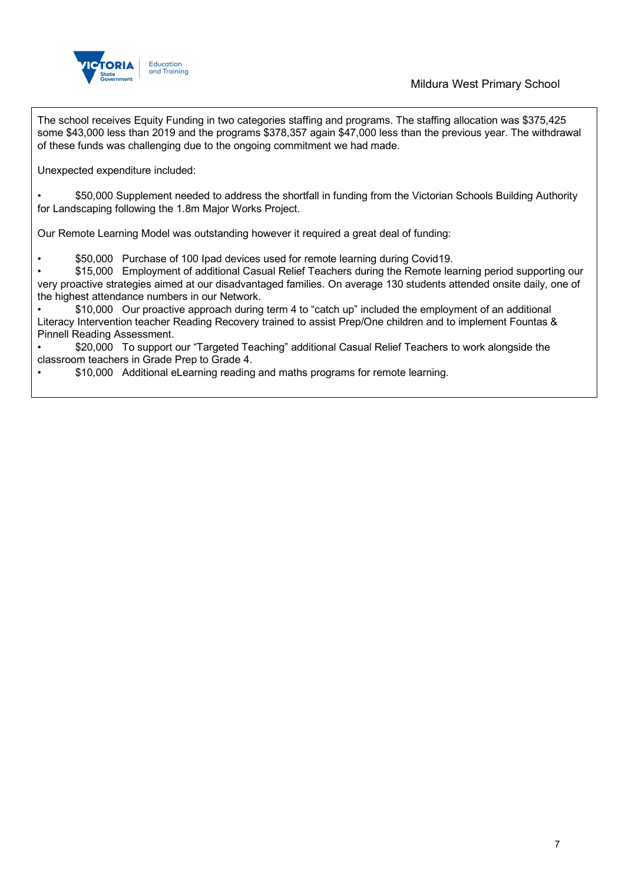The school receives Equity Funding in two categories staffing and programs. The staffing allocation was $375,425 some $43,000 less than 2019 and the programs $378,357 again $47,000 less than the previous year. The withdrawal of these funds was challenging due to the ongoing commitment we had made.

Unexpected expenditure included:

- $50,000 Supplement needed to address the shortfall in funding from the Victorian Schools Building Authority for Landscaping following the 1.8m Major Works Project.

Our Remote Learning Model was outstanding however it required a great deal of funding:

- $50,000 Purchase of 100 Ipad devices used for remote learning during Covid19.
- $15,000 Employment of additional Casual Relief Teachers during the Remote learning period supporting our very proactive strategies aimed at our disadvantaged families. On average 130 students attended onsite daily, one of the highest attendance numbers in our Network.
- $10,000 Our proactive approach during term 4 to "catch up" included the employment of an additional Literacy Intervention teacher Reading Recovery trained to assist Prep/One children and to implement Fountas & Pinnell Reading Assessment.
- $20,000 To support our "Targeted Teaching" additional Casual Relief Teachers to work alongside the classroom teachers in Grade Prep to Grade 4.
- $10,000 Additional eLearning reading and maths programs for remote learning.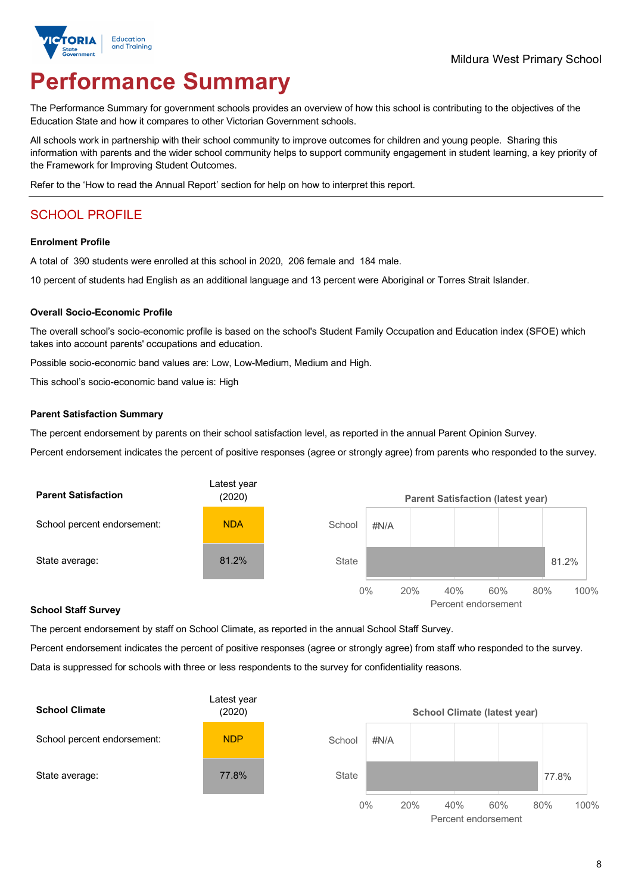Mildura West Primary School

# Performance Summary

The Performance Summary for government schools provides an overview of how this school is contributing to the objectives of the Education State and how it compares to other Victorian Government schools.

All schools work in partnership with their school community to improve outcomes for children and young people. Sharing this information with parents and the wider school community helps to support community engagement in student learning, a key priority of the Framework for Improving Student Outcomes.

Refer to the 'How to read the Annual Report' section for help on how to interpret this report.

## SCHOOL PROFILE

### Enrolment Profile

A total of 390 students were enrolled at this school in 2020, 206 female and 184 male.

10 percent of students had English as an additional language and 13 percent were Aboriginal or Torres Strait Islander.

### Overall Socio-Economic Profile

The overall school's socio-economic profile is based on the school's Student Family Occupation and Education index (SFOE) which takes into account parents' occupations and education.

Possible socio-economic band values are: Low, Low-Medium, Medium and High.

This school's socio-economic band value is: High

### Parent Satisfaction Summary

The percent endorsement by parents on their school satisfaction level, as reported in the annual Parent Opinion Survey.

Percent endorsement indicates the percent of positive responses (agree or strongly agree) from parents who responded to the survey.

| Parent Satisfaction | Latest year (2020) |
|---|---|
| School percent endorsement: | NDA |
| State average: | 81.2% |

Parent Satisfaction (latest year)

School #N/A

State 81.2%

0% 20% 40% 60% 80% 100%

Percent endorsement

### School Staff Survey

The percent endorsement by staff on School Climate, as reported in the annual School Staff Survey.

Percent endorsement indicates the percent of positive responses (agree or strongly agree) from staff who responded to the survey.

Data is suppressed for schools with three or less respondents to the survey for confidentiality reasons.

| School Climate | Latest year (2020) |
|---|---|
| School percent endorsement: | NDP |
| State average: | 77.8% |

School Climate (latest year)

School #N/A

State 77.8%

0% 20% 40% 60% 80% 100%

Percent endorsement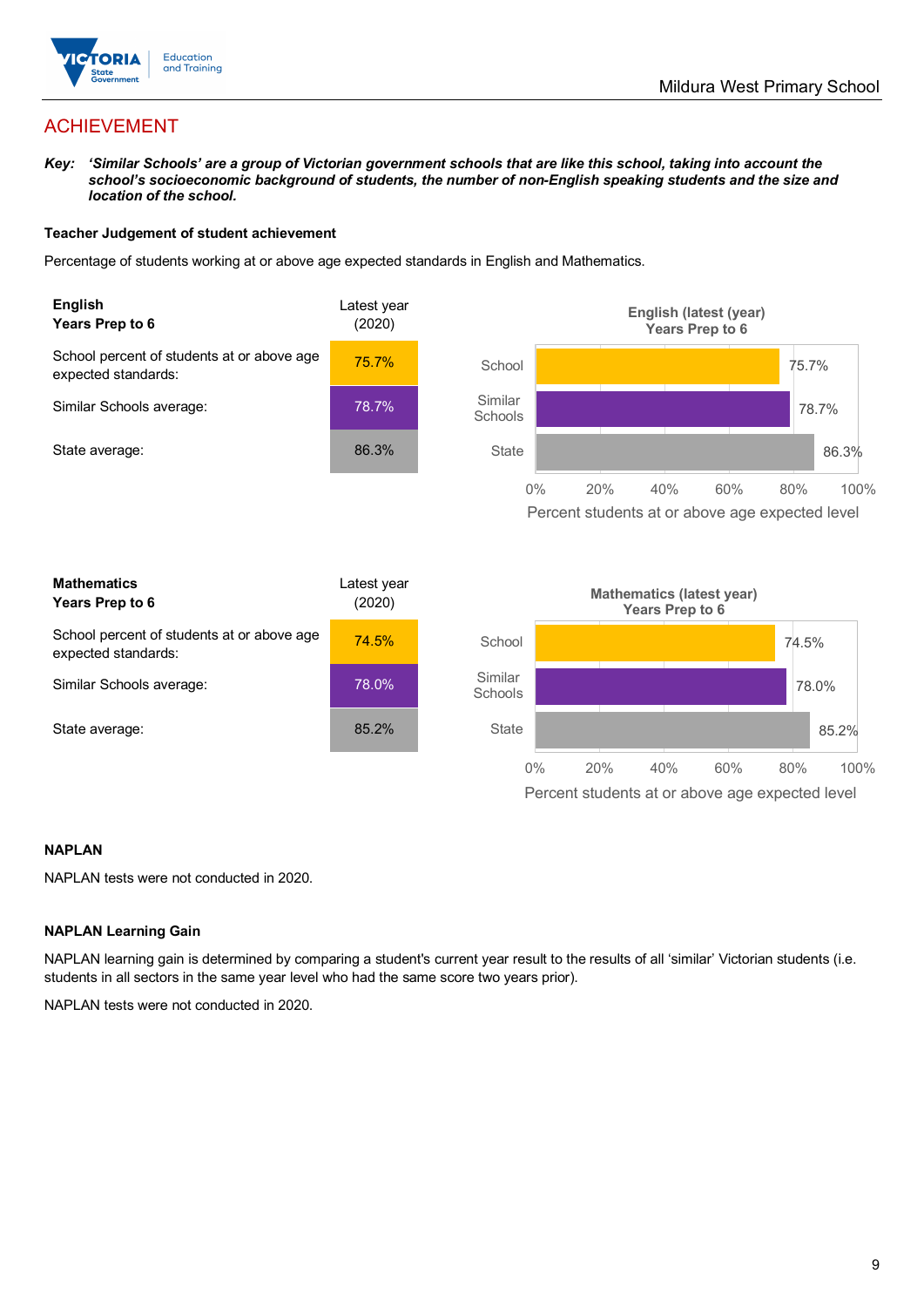# ACHIEVEMENT

***Key:*** ***'Similar Schools' are a group of Victorian government schools that are like this school, taking into account the school's socioeconomic background of students, the number of non-English speaking students and the size and location of the school.***

**Teacher Judgement of student achievement**

Percentage of students working at or above age expected standards in English and Mathematics.

| **English**<br>**Years Prep to 6** | Latest year (2020) |
|---|---|
| School percent of students at or above age expected standards: | 75.7% |
| Similar Schools average: | 78.7% |
| State average: | 86.3% |

English (latest (year)
Years Prep to 6

School
75.7%
Similar Schools
78.7%
State
86.3%
0%
20%
40%
60%
80%
100%
Percent students at or above age expected level

| **Mathematics**<br>**Years Prep to 6** | Latest year (2020) |
|---|---|
| School percent of students at or above age expected standards: | 74.5% |
| Similar Schools average: | 78.0% |
| State average: | 85.2% |

Mathematics (latest year)
Years Prep to 6

School
74.5%
Similar Schools
78.0%
State
85.2%
0%
20%
40%
60%
80%
100%
Percent students at or above age expected level

**NAPLAN**

NAPLAN tests were not conducted in 2020.

**NAPLAN Learning Gain**

NAPLAN learning gain is determined by comparing a student's current year result to the results of all 'similar' Victorian students (i.e. students in all sectors in the same year level who had the same score two years prior).

NAPLAN tests were not conducted in 2020.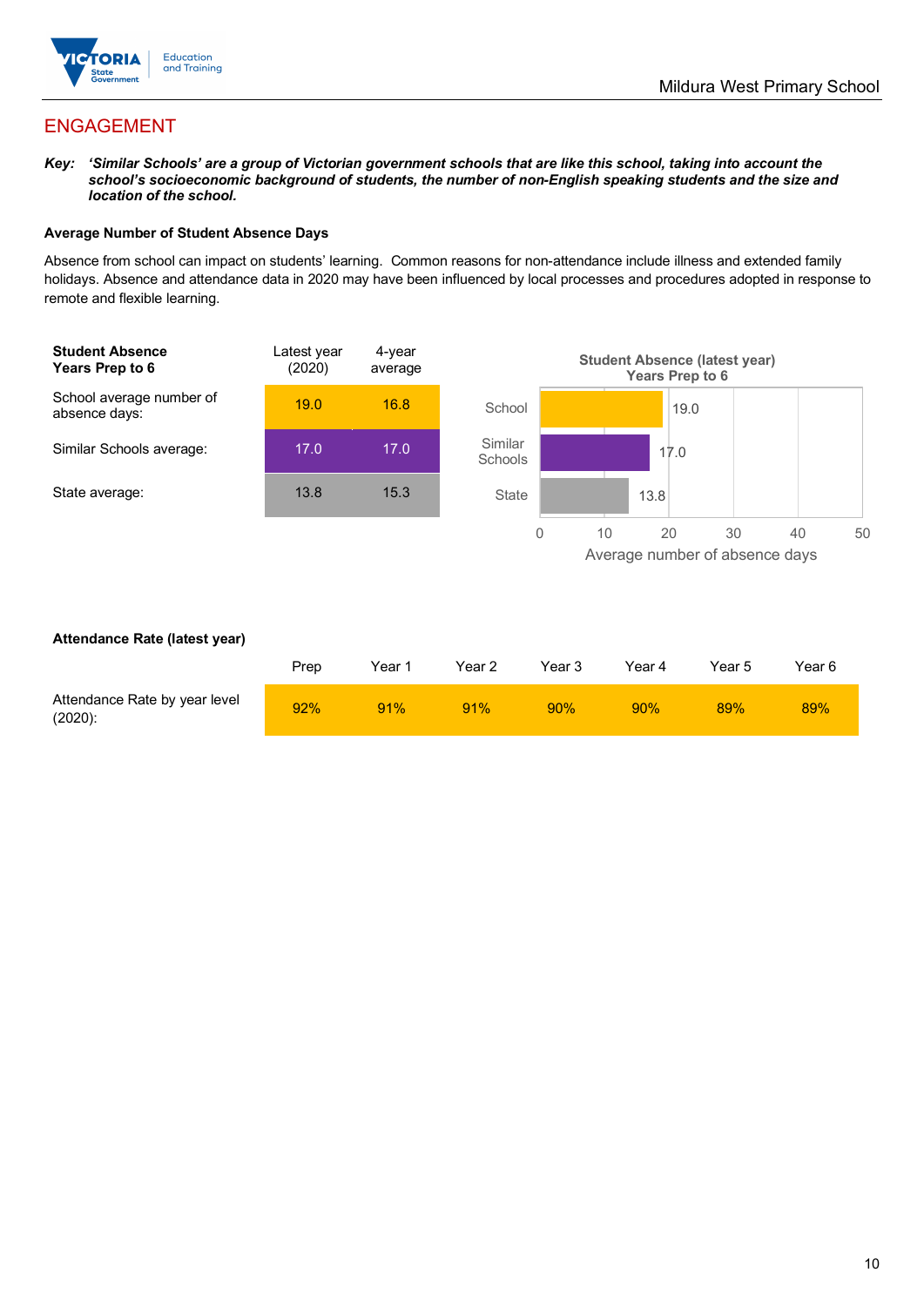## ENGAGEMENT

***Key:** 'Similar Schools' are a group of Victorian government schools that are like this school, taking into account the school's socioeconomic background of students, the number of non-English speaking students and the size and location of the school.*

**Average Number of Student Absence Days**

Absence from school can impact on students' learning. Common reasons for non-attendance include illness and extended family holidays. Absence and attendance data in 2020 may have been influenced by local processes and procedures adopted in response to remote and flexible learning.

| **Student Absence Years Prep to 6** | Latest year (2020) | 4-year average |
|---|---|---|
| School average number of absence days: | 19.0 | 16.8 |
| Similar Schools average: | 17.0 | 17.0 |
| State average: | 13.8 | 15.3 |

**Student Absence (latest year) Years Prep to 6**

School 19.0

Similar Schools 17.0

State 13.8

0 10 20 30 40 50

Average number of absence days

**Attendance Rate (latest year)**

| | Prep | Year 1 | Year 2 | Year 3 | Year 4 | Year 5 | Year 6 |
|---|---|---|---|---|---|---|---|
| Attendance Rate by year level (2020): | 92% | 91% | 91% | 90% | 90% | 89% | 89% |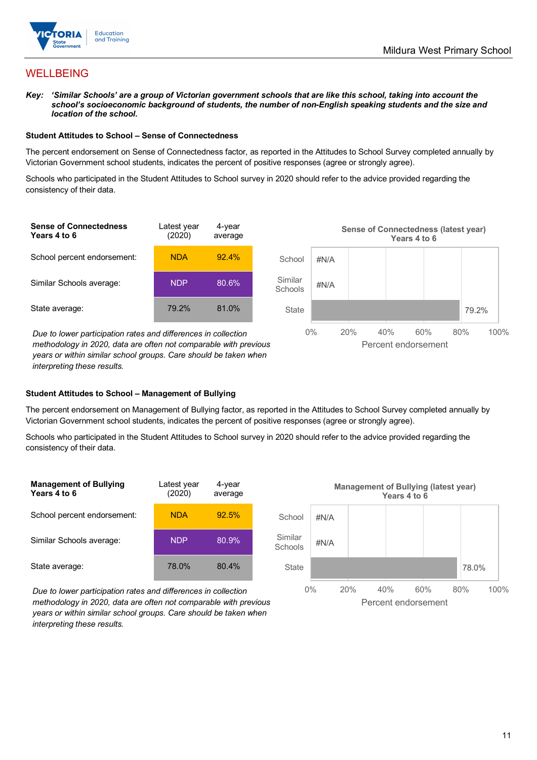# WELLBEING

***Key:*** ***'Similar Schools' are a group of Victorian government schools that are like this school, taking into account the school's socioeconomic background of students, the number of non-English speaking students and the size and location of the school.***

### Student Attitudes to School – Sense of Connectedness

The percent endorsement on Sense of Connectedness factor, as reported in the Attitudes to School Survey completed annually by Victorian Government school students, indicates the percent of positive responses (agree or strongly agree).

Schools who participated in the Student Attitudes to School survey in 2020 should refer to the advice provided regarding the consistency of their data.

| Sense of Connectedness Years 4 to 6 | Latest year (2020) | 4-year average |
|---|---|---|
| School percent endorsement: | NDA | 92.4% |
| Similar Schools average: | NDP | 80.6% |
| State average: | 79.2% | 81.0% |

*Due to lower participation rates and differences in collection methodology in 2020, data are often not comparable with previous years or within similar school groups. Care should be taken when interpreting these results.*

Sense of Connectedness (latest year)
Years 4 to 6

School #N/A
Similar Schools #N/A
State 79.2%

0% 20% 40% 60% 80% 100%
Percent endorsement

### Student Attitudes to School – Management of Bullying

The percent endorsement on Management of Bullying factor, as reported in the Attitudes to School Survey completed annually by Victorian Government school students, indicates the percent of positive responses (agree or strongly agree).

Schools who participated in the Student Attitudes to School survey in 2020 should refer to the advice provided regarding the consistency of their data.

| Management of Bullying Years 4 to 6 | Latest year (2020) | 4-year average |
|---|---|---|
| School percent endorsement: | NDA | 92.5% |
| Similar Schools average: | NDP | 80.9% |
| State average: | 78.0% | 80.4% |

*Due to lower participation rates and differences in collection methodology in 2020, data are often not comparable with previous years or within similar school groups. Care should be taken when interpreting these results.*

Management of Bullying (latest year)
Years 4 to 6

School #N/A
Similar Schools #N/A
State 78.0%

0% 20% 40% 60% 80% 100%
Percent endorsement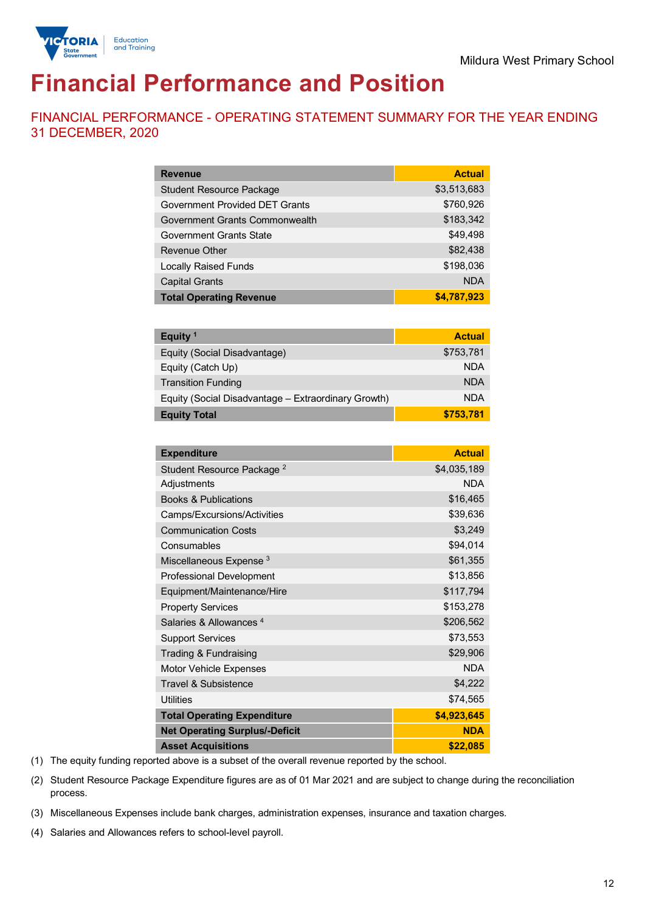Mildura West Primary School

# Financial Performance and Position

## FINANCIAL PERFORMANCE - OPERATING STATEMENT SUMMARY FOR THE YEAR ENDING 31 DECEMBER, 2020

| Revenue | Actual |
|---|---|
| Student Resource Package | $3,513,683 |
| Government Provided DET Grants | $760,926 |
| Government Grants Commonwealth | $183,342 |
| Government Grants State | $49,498 |
| Revenue Other | $82,438 |
| Locally Raised Funds | $198,036 |
| Capital Grants | NDA |
| **Total Operating Revenue** | **$4,787,923** |

| Equity [1] | Actual |
|---|---|
| Equity (Social Disadvantage) | $753,781 |
| Equity (Catch Up) | NDA |
| Transition Funding | NDA |
| Equity (Social Disadvantage – Extraordinary Growth) | NDA |
| **Equity Total** | **$753,781** |

| Expenditure | Actual |
|---|---|
| Student Resource Package [2] | $4,035,189 |
| Adjustments | NDA |
| Books & Publications | $16,465 |
| Camps/Excursions/Activities | $39,636 |
| Communication Costs | $3,249 |
| Consumables | $94,014 |
| Miscellaneous Expense [3] | $61,355 |
| Professional Development | $13,856 |
| Equipment/Maintenance/Hire | $117,794 |
| Property Services | $153,278 |
| Salaries & Allowances [4] | $206,562 |
| Support Services | $73,553 |
| Trading & Fundraising | $29,906 |
| Motor Vehicle Expenses | NDA |
| Travel & Subsistence | $4,222 |
| Utilities | $74,565 |
| **Total Operating Expenditure** | **$4,923,645** |
| **Net Operating Surplus/-Deficit** | **NDA** |
| **Asset Acquisitions** | **$22,085** |

(1) The equity funding reported above is a subset of the overall revenue reported by the school.

(2) Student Resource Package Expenditure figures are as of 01 Mar 2021 and are subject to change during the reconciliation process.

(3) Miscellaneous Expenses include bank charges, administration expenses, insurance and taxation charges.

(4) Salaries and Allowances refers to school-level payroll.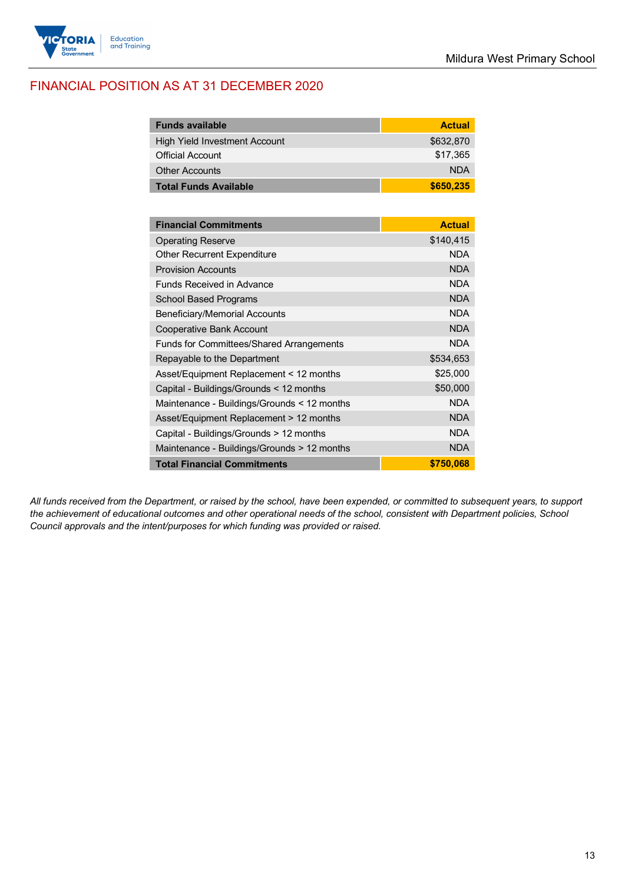## FINANCIAL POSITION AS AT 31 DECEMBER 2020

| Funds available | Actual |
| --- | --- |
| High Yield Investment Account | $632,870 |
| Official Account | $17,365 |
| Other Accounts | NDA |
| **Total Funds Available** | **$650,235** |

| Financial Commitments | Actual |
| --- | --- |
| Operating Reserve | $140,415 |
| Other Recurrent Expenditure | NDA |
| Provision Accounts | NDA |
| Funds Received in Advance | NDA |
| School Based Programs | NDA |
| Beneficiary/Memorial Accounts | NDA |
| Cooperative Bank Account | NDA |
| Funds for Committees/Shared Arrangements | NDA |
| Repayable to the Department | $534,653 |
| Asset/Equipment Replacement < 12 months | $25,000 |
| Capital - Buildings/Grounds < 12 months | $50,000 |
| Maintenance - Buildings/Grounds < 12 months | NDA |
| Asset/Equipment Replacement > 12 months | NDA |
| Capital - Buildings/Grounds > 12 months | NDA |
| Maintenance - Buildings/Grounds > 12 months | NDA |
| **Total Financial Commitments** | **$750,068** |

*All funds received from the Department, or raised by the school, have been expended, or committed to subsequent years, to support the achievement of educational outcomes and other operational needs of the school, consistent with Department policies, School Council approvals and the intent/purposes for which funding was provided or raised.*